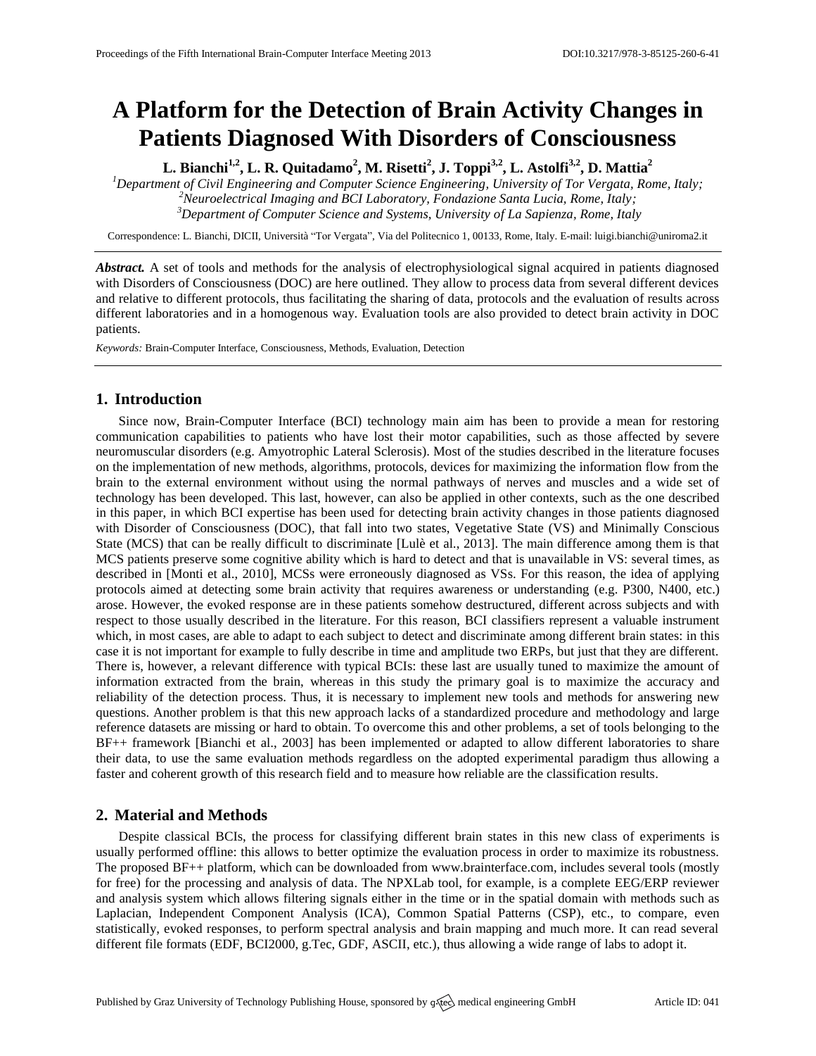# A Platform for the Detection of Brain Activity Changes in Patients Diagnosed With Disorders of Consciousness

**L. Bianchi[1,2], L. R. Quitadamo[2], M. Risetti[2], J. Toppi[3,2], L. Astolfi[3,2], D. Mattia[2]**

[1]*Department of Civil Engineering and Computer Science Engineering, University of Tor Vergata, Rome, Italy;*
[2]*Neuroelectrical Imaging and BCI Laboratory, Fondazione Santa Lucia, Rome, Italy;*
[3]*Department of Computer Science and Systems, University of La Sapienza, Rome, Italy*

Correspondence: L. Bianchi, DICII, Università "Tor Vergata", Via del Politecnico 1, 00133, Rome, Italy. E-mail: luigi.bianchi@uniroma2.it

***Abstract.*** A set of tools and methods for the analysis of electrophysiological signal acquired in patients diagnosed with Disorders of Consciousness (DOC) are here outlined. They allow to process data from several different devices and relative to different protocols, thus facilitating the sharing of data, protocols and the evaluation of results across different laboratories and in a homogenous way. Evaluation tools are also provided to detect brain activity in DOC patients.

*Keywords:* Brain-Computer Interface, Consciousness, Methods, Evaluation, Detection

## 1. Introduction

Since now, Brain-Computer Interface (BCI) technology main aim has been to provide a mean for restoring communication capabilities to patients who have lost their motor capabilities, such as those affected by severe neuromuscular disorders (e.g. Amyotrophic Lateral Sclerosis). Most of the studies described in the literature focuses on the implementation of new methods, algorithms, protocols, devices for maximizing the information flow from the brain to the external environment without using the normal pathways of nerves and muscles and a wide set of technology has been developed. This last, however, can also be applied in other contexts, such as the one described in this paper, in which BCI expertise has been used for detecting brain activity changes in those patients diagnosed with Disorder of Consciousness (DOC), that fall into two states, Vegetative State (VS) and Minimally Conscious State (MCS) that can be really difficult to discriminate [Lulè et al., 2013]. The main difference among them is that MCS patients preserve some cognitive ability which is hard to detect and that is unavailable in VS: several times, as described in [Monti et al., 2010], MCSs were erroneously diagnosed as VSs. For this reason, the idea of applying protocols aimed at detecting some brain activity that requires awareness or understanding (e.g. P300, N400, etc.) arose. However, the evoked response are in these patients somehow destructured, different across subjects and with respect to those usually described in the literature. For this reason, BCI classifiers represent a valuable instrument which, in most cases, are able to adapt to each subject to detect and discriminate among different brain states: in this case it is not important for example to fully describe in time and amplitude two ERPs, but just that they are different. There is, however, a relevant difference with typical BCIs: these last are usually tuned to maximize the amount of information extracted from the brain, whereas in this study the primary goal is to maximize the accuracy and reliability of the detection process. Thus, it is necessary to implement new tools and methods for answering new questions. Another problem is that this new approach lacks of a standardized procedure and methodology and large reference datasets are missing or hard to obtain. To overcome this and other problems, a set of tools belonging to the BF++ framework [Bianchi et al., 2003] has been implemented or adapted to allow different laboratories to share their data, to use the same evaluation methods regardless on the adopted experimental paradigm thus allowing a faster and coherent growth of this research field and to measure how reliable are the classification results.

## 2. Material and Methods

Despite classical BCIs, the process for classifying different brain states in this new class of experiments is usually performed offline: this allows to better optimize the evaluation process in order to maximize its robustness. The proposed BF++ platform, which can be downloaded from www.brainterface.com, includes several tools (mostly for free) for the processing and analysis of data. The NPXLab tool, for example, is a complete EEG/ERP reviewer and analysis system which allows filtering signals either in the time or in the spatial domain with methods such as Laplacian, Independent Component Analysis (ICA), Common Spatial Patterns (CSP), etc., to compare, even statistically, evoked responses, to perform spectral analysis and brain mapping and much more. It can read several different file formats (EDF, BCI2000, g.Tec, GDF, ASCII, etc.), thus allowing a wide range of labs to adopt it.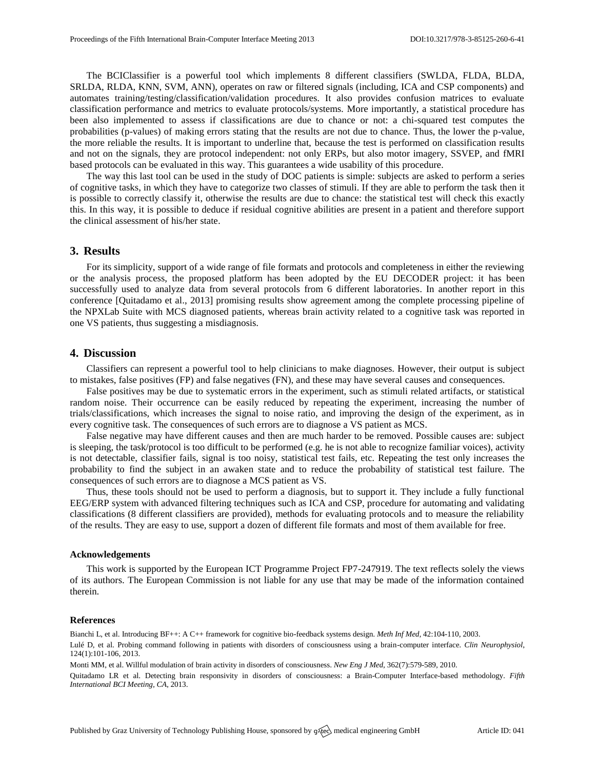The BCIClassifier is a powerful tool which implements 8 different classifiers (SWLDA, FLDA, BLDA, SRLDA, RLDA, KNN, SVM, ANN), operates on raw or filtered signals (including, ICA and CSP components) and automates training/testing/classification/validation procedures. It also provides confusion matrices to evaluate classification performance and metrics to evaluate protocols/systems. More importantly, a statistical procedure has been also implemented to assess if classifications are due to chance or not: a chi-squared test computes the probabilities (p-values) of making errors stating that the results are not due to chance. Thus, the lower the p-value, the more reliable the results. It is important to underline that, because the test is performed on classification results and not on the signals, they are protocol independent: not only ERPs, but also motor imagery, SSVEP, and fMRI based protocols can be evaluated in this way. This guarantees a wide usability of this procedure.

The way this last tool can be used in the study of DOC patients is simple: subjects are asked to perform a series of cognitive tasks, in which they have to categorize two classes of stimuli. If they are able to perform the task then it is possible to correctly classify it, otherwise the results are due to chance: the statistical test will check this exactly this. In this way, it is possible to deduce if residual cognitive abilities are present in a patient and therefore support the clinical assessment of his/her state.

## 3. Results

For its simplicity, support of a wide range of file formats and protocols and completeness in either the reviewing or the analysis process, the proposed platform has been adopted by the EU DECODER project: it has been successfully used to analyze data from several protocols from 6 different laboratories. In another report in this conference [Quitadamo et al., 2013] promising results show agreement among the complete processing pipeline of the NPXLab Suite with MCS diagnosed patients, whereas brain activity related to a cognitive task was reported in one VS patients, thus suggesting a misdiagnosis.

## 4. Discussion

Classifiers can represent a powerful tool to help clinicians to make diagnoses. However, their output is subject to mistakes, false positives (FP) and false negatives (FN), and these may have several causes and consequences.

False positives may be due to systematic errors in the experiment, such as stimuli related artifacts, or statistical random noise. Their occurrence can be easily reduced by repeating the experiment, increasing the number of trials/classifications, which increases the signal to noise ratio, and improving the design of the experiment, as in every cognitive task. The consequences of such errors are to diagnose a VS patient as MCS.

False negative may have different causes and then are much harder to be removed. Possible causes are: subject is sleeping, the task/protocol is too difficult to be performed (e.g. he is not able to recognize familiar voices), activity is not detectable, classifier fails, signal is too noisy, statistical test fails, etc. Repeating the test only increases the probability to find the subject in an awaken state and to reduce the probability of statistical test failure. The consequences of such errors are to diagnose a MCS patient as VS.

Thus, these tools should not be used to perform a diagnosis, but to support it. They include a fully functional EEG/ERP system with advanced filtering techniques such as ICA and CSP, procedure for automating and validating classifications (8 different classifiers are provided), methods for evaluating protocols and to measure the reliability of the results. They are easy to use, support a dozen of different file formats and most of them available for free.

### Acknowledgements

This work is supported by the European ICT Programme Project FP7-247919. The text reflects solely the views of its authors. The European Commission is not liable for any use that may be made of the information contained therein.

### References

Bianchi L, et al. Introducing BF++: A C++ framework for cognitive bio-feedback systems design. *Meth Inf Med*, 42:104-110, 2003.

Lulé D, et al. Probing command following in patients with disorders of consciousness using a brain-computer interface. *Clin Neurophysiol*, 124(1):101-106, 2013.

Monti MM, et al. Willful modulation of brain activity in disorders of consciousness. *New Eng J Med*, 362(7):579-589, 2010.

Quitadamo LR et al. Detecting brain responsivity in disorders of consciousness: a Brain-Computer Interface-based methodology. *Fifth International BCI Meeting, CA*, 2013.